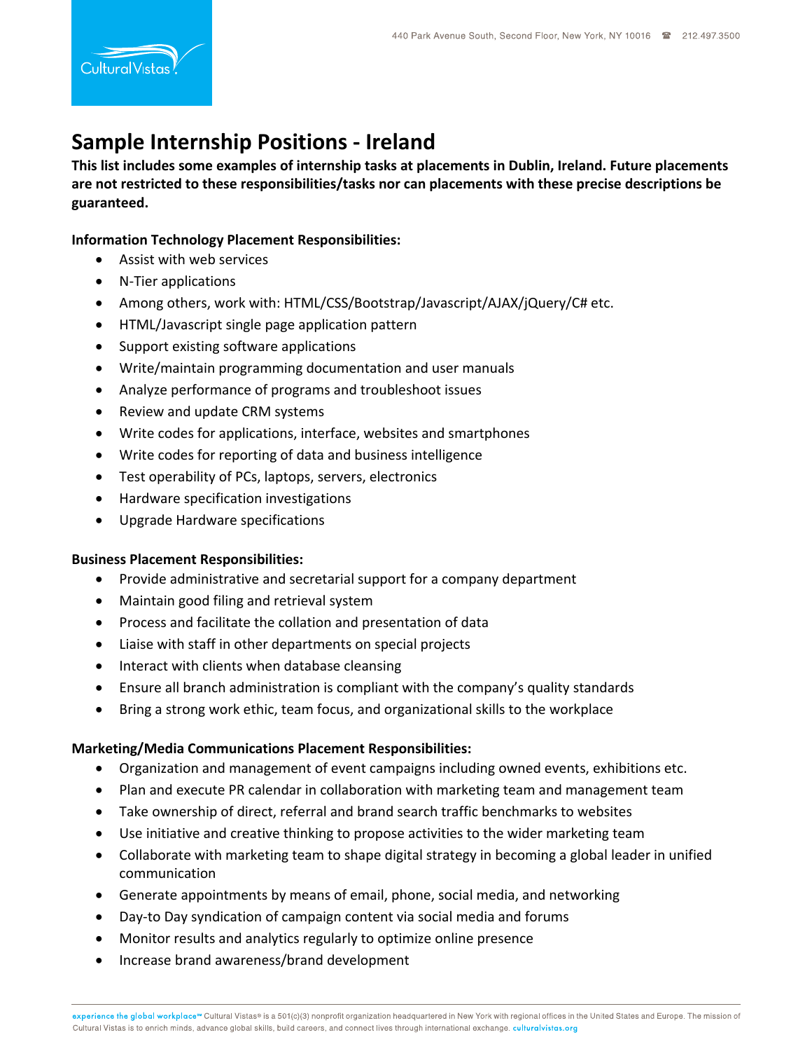# Sample Internship Positions - Ireland

**This list includes some examples of internship tasks at placements in Dublin, Ireland. Future placements are not restricted to these responsibilities/tasks nor can placements with these precise descriptions be guaranteed.**

**Information Technology Placement Responsibilities:**

- Assist with web services
- N-Tier applications
- Among others, work with: HTML/CSS/Bootstrap/Javascript/AJAX/jQuery/C# etc.
- HTML/Javascript single page application pattern
- Support existing software applications
- Write/maintain programming documentation and user manuals
- Analyze performance of programs and troubleshoot issues
- Review and update CRM systems
- Write codes for applications, interface, websites and smartphones
- Write codes for reporting of data and business intelligence
- Test operability of PCs, laptops, servers, electronics
- Hardware specification investigations
- Upgrade Hardware specifications

**Business Placement Responsibilities:**

- Provide administrative and secretarial support for a company department
- Maintain good filing and retrieval system
- Process and facilitate the collation and presentation of data
- Liaise with staff in other departments on special projects
- Interact with clients when database cleansing
- Ensure all branch administration is compliant with the company's quality standards
- Bring a strong work ethic, team focus, and organizational skills to the workplace

**Marketing/Media Communications Placement Responsibilities:**

- Organization and management of event campaigns including owned events, exhibitions etc.
- Plan and execute PR calendar in collaboration with marketing team and management team
- Take ownership of direct, referral and brand search traffic benchmarks to websites
- Use initiative and creative thinking to propose activities to the wider marketing team
- Collaborate with marketing team to shape digital strategy in becoming a global leader in unified communication
- Generate appointments by means of email, phone, social media, and networking
- Day-to Day syndication of campaign content via social media and forums
- Monitor results and analytics regularly to optimize online presence
- Increase brand awareness/brand development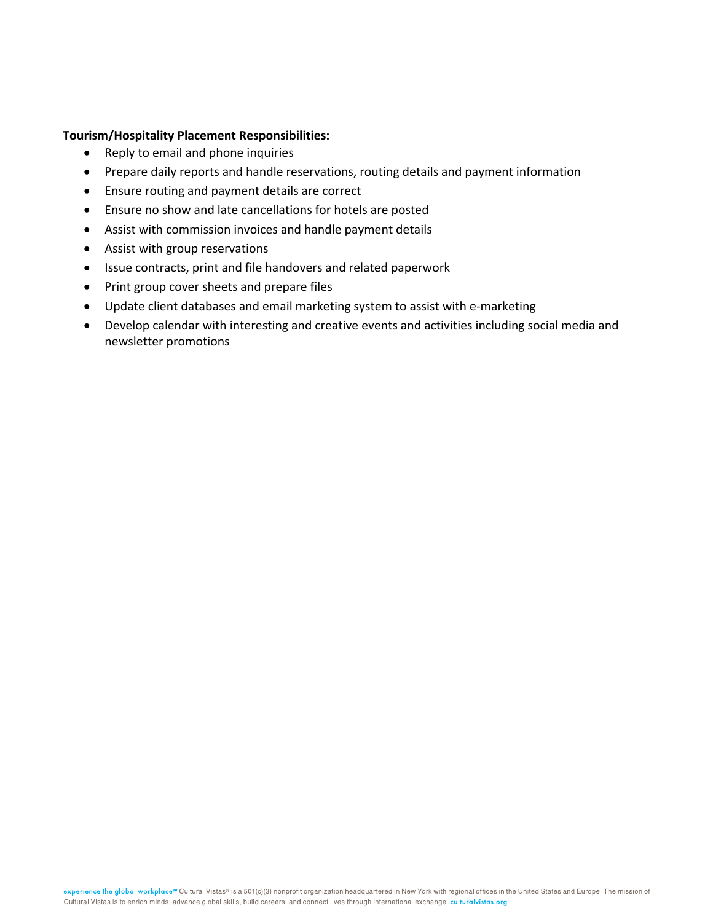**Tourism/Hospitality Placement Responsibilities:**

- Reply to email and phone inquiries
- Prepare daily reports and handle reservations, routing details and payment information
- Ensure routing and payment details are correct
- Ensure no show and late cancellations for hotels are posted
- Assist with commission invoices and handle payment details
- Assist with group reservations
- Issue contracts, print and file handovers and related paperwork
- Print group cover sheets and prepare files
- Update client databases and email marketing system to assist with e-marketing
- Develop calendar with interesting and creative events and activities including social media and newsletter promotions